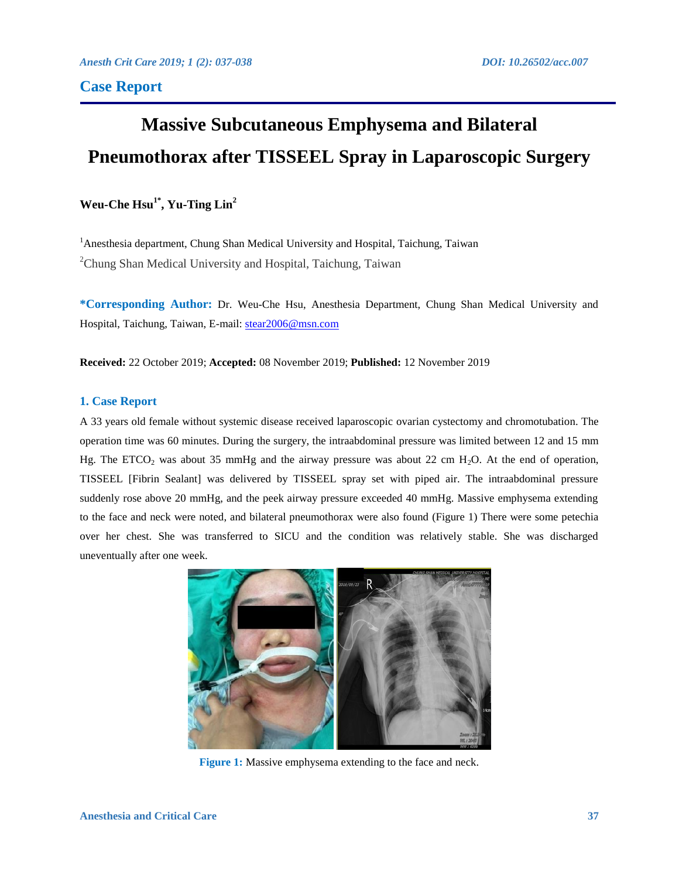## Case Report

# Massive Subcutaneous Emphysema and Bilateral Pneumothorax after TISSEEL Spray in Laparoscopic Surgery

**Weu-Che Hsu[1*], Yu-Ting Lin[2]**

[1]Anesthesia department, Chung Shan Medical University and Hospital, Taichung, Taiwan

[2]Chung Shan Medical University and Hospital, Taichung, Taiwan

**\*Corresponding Author:** Dr. Weu-Che Hsu, Anesthesia Department, Chung Shan Medical University and Hospital, Taichung, Taiwan, E-mail: stear2006@msn.com

**Received:** 22 October 2019; **Accepted:** 08 November 2019; **Published:** 12 November 2019

## 1. Case Report

A 33 years old female without systemic disease received laparoscopic ovarian cystectomy and chromotubation. The operation time was 60 minutes. During the surgery, the intraabdominal pressure was limited between 12 and 15 mm Hg. The $ETCO_2$ was about 35 mmHg and the airway pressure was about 22 cm $H_2O$. At the end of operation, TISSEEL [Fibrin Sealant] was delivered by TISSEEL spray set with piped air. The intraabdominal pressure suddenly rose above 20 mmHg, and the peek airway pressure exceeded 40 mmHg. Massive emphysema extending to the face and neck were noted, and bilateral pneumothorax were also found (Figure 1) There were some petechia over her chest. She was transferred to SICU and the condition was relatively stable. She was discharged uneventually after one week.

**Figure 1:** Massive emphysema extending to the face and neck.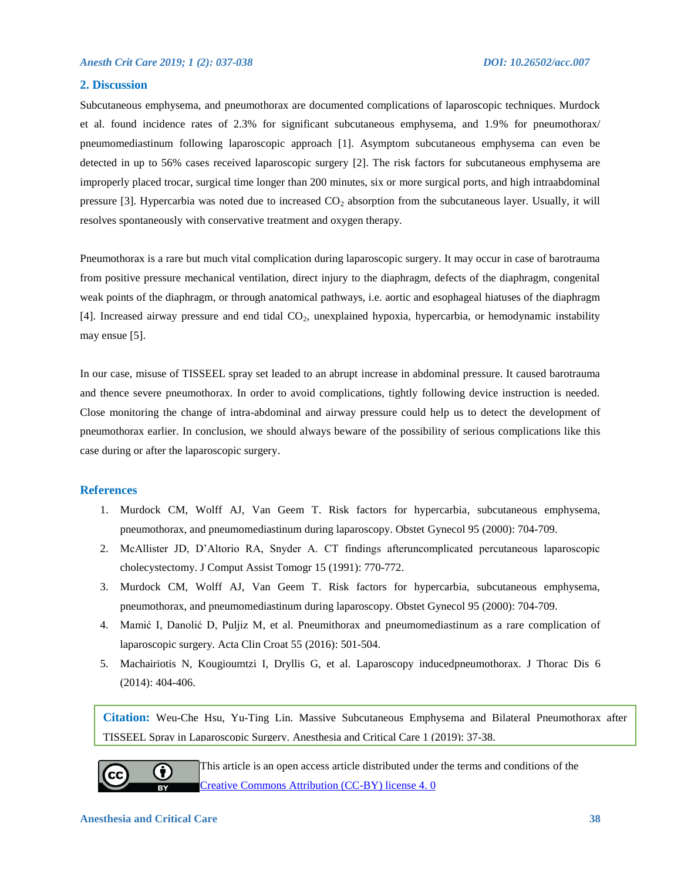## 2. Discussion

Subcutaneous emphysema, and pneumothorax are documented complications of laparoscopic techniques. Murdock et al. found incidence rates of 2.3% for significant subcutaneous emphysema, and 1.9% for pneumothorax/ pneumomediastinum following laparoscopic approach [1]. Asymptom subcutaneous emphysema can even be detected in up to 56% cases received laparoscopic surgery [2]. The risk factors for subcutaneous emphysema are improperly placed trocar, surgical time longer than 200 minutes, six or more surgical ports, and high intraabdominal pressure [3]. Hypercarbia was noted due to increased $CO_2$ absorption from the subcutaneous layer. Usually, it will resolves spontaneously with conservative treatment and oxygen therapy.

Pneumothorax is a rare but much vital complication during laparoscopic surgery. It may occur in case of barotrauma from positive pressure mechanical ventilation, direct injury to the diaphragm, defects of the diaphragm, congenital weak points of the diaphragm, or through anatomical pathways, i.e. aortic and esophageal hiatuses of the diaphragm [4]. Increased airway pressure and end tidal $CO_2$, unexplained hypoxia, hypercarbia, or hemodynamic instability may ensue [5].

In our case, misuse of TISSEEL spray set leaded to an abrupt increase in abdominal pressure. It caused barotrauma and thence severe pneumothorax. In order to avoid complications, tightly following device instruction is needed. Close monitoring the change of intra-abdominal and airway pressure could help us to detect the development of pneumothorax earlier. In conclusion, we should always beware of the possibility of serious complications like this case during or after the laparoscopic surgery.

## References

1. Murdock CM, Wolff AJ, Van Geem T. Risk factors for hypercarbia, subcutaneous emphysema, pneumothorax, and pneumomediastinum during laparoscopy. Obstet Gynecol 95 (2000): 704-709.
2. McAllister JD, D'Altorio RA, Snyder A. CT findings afteruncomplicated percutaneous laparoscopic cholecystectomy. J Comput Assist Tomogr 15 (1991): 770-772.
3. Murdock CM, Wolff AJ, Van Geem T. Risk factors for hypercarbia, subcutaneous emphysema, pneumothorax, and pneumomediastinum during laparoscopy. Obstet Gynecol 95 (2000): 704-709.
4. Mamić I, Danolić D, Puljiz M, et al. Pneumithorax and pneumomediastinum as a rare complication of laparoscopic surgery. Acta Clin Croat 55 (2016): 501-504.
5. Machairiotis N, Kougioumtzi I, Dryllis G, et al. Laparoscopy inducedpneumothorax. J Thorac Dis 6 (2014): 404-406.

**Citation:** Weu-Che Hsu, Yu-Ting Lin. Massive Subcutaneous Emphysema and Bilateral Pneumothorax after TISSEEL Spray in Laparoscopic Surgery. Anesthesia and Critical Care 1 (2019): 37-38.

This article is an open access article distributed under the terms and conditions of the Creative Commons Attribution (CC-BY) license 4. 0